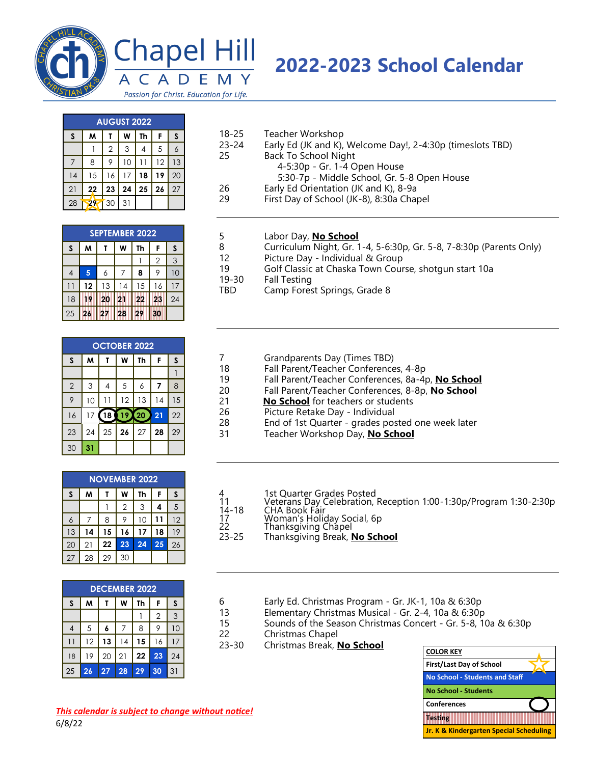# Chapel Hill Academy

*Passion for Christ. Education for Life.*

# 2022-2023 School Calendar

## AUGUST 2022

| S | M | T | W | Th | F | S |
|---|---|---|---|---|---|---|
| | 1 | 2 | 3 | 4 | 5 | 6 |
| 7 | 8 | 9 | 10 | 11 | 12 | 13 |
| 14 | 15 | 16 | 17 | **18** | **19** | 20 |
| 21 | **22** | **23** | **24** | **25** | **26** | 27 |
| 28 | **29** | 30 | 31 | | | |

- 18-25 Teacher Workshop
- 23-24 Early Ed (JK and K), Welcome Day!, 2-4:30p (timeslots TBD)
- 25 Back To School Night
  - 4-5:30p - Gr. 1-4 Open House
  - 5:30-7p - Middle School, Gr. 5-8 Open House
- 26 Early Ed Orientation (JK and K), 8-9a
- 29 First Day of School (JK-8), 8:30a Chapel

## SEPTEMBER 2022

| S | M | T | W | Th | F | S |
|---|---|---|---|---|---|---|
| | | | | 1 | 2 | 3 |
| 4 | **5** | 6 | 7 | **8** | 9 | 10 |
| 11 | **12** | 13 | 14 | 15 | 16 | 17 |
| 18 | **19** | **20** | **21** | **22** | **23** | 24 |
| 25 | **26** | **27** | **28** | **29** | **30** | |

- 5 Labor Day, **No School**
- 8 Curriculum Night, Gr. 1-4, 5-6:30p, Gr. 5-8, 7-8:30p (Parents Only)
- 12 Picture Day - Individual & Group
- 19 Golf Classic at Chaska Town Course, shotgun start 10a
- 19-30 Fall Testing
- TBD Camp Forest Springs, Grade 8

## OCTOBER 2022

| S | M | T | W | Th | F | S |
|---|---|---|---|---|---|---|
| | | | | | | 1 |
| 2 | 3 | 4 | 5 | 6 | **7** | 8 |
| 9 | 10 | 11 | 12 | 13 | 14 | 15 |
| 16 | 17 | **18** | **19** | **20** | **21** | 22 |
| 23 | 24 | 25 | **26** | 27 | **28** | 29 |
| 30 | **31** | | | | | |

- 7 Grandparents Day (Times TBD)
- 18 Fall Parent/Teacher Conferences, 4-8p
- 19 Fall Parent/Teacher Conferences, 8a-4p, **No School**
- 20 Fall Parent/Teacher Conferences, 8-8p, **No School**
- 21 **No School** for teachers or students
- 26 Picture Retake Day - Individual
- 28 End of 1st Quarter - grades posted one week later
- 31 Teacher Workshop Day, **No School**

## NOVEMBER 2022

| S | M | T | W | Th | F | S |
|---|---|---|---|---|---|---|
| | | 1 | 2 | 3 | **4** | 5 |
| 6 | 7 | 8 | 9 | 10 | **11** | 12 |
| 13 | **14** | **15** | **16** | **17** | **18** | 19 |
| 20 | 21 | **22** | **23** | **24** | **25** | 26 |
| 27 | 28 | 29 | 30 | | | |

- 4 1st Quarter Grades Posted
- 11 Veterans Day Celebration, Reception 1:00-1:30p/Program 1:30-2:30p
- 14-18 CHA Book Fair
- 17 Woman's Holiday Social, 6p
- 22 Thanksgiving Chapel
- 23-25 Thanksgiving Break, **No School**

## DECEMBER 2022

| S | M | T | W | Th | F | S |
|---|---|---|---|---|---|---|
| | | | | 1 | 2 | 3 |
| 4 | 5 | **6** | 7 | 8 | 9 | 10 |
| 11 | 12 | **13** | 14 | **15** | 16 | 17 |
| 18 | 19 | 20 | 21 | **22** | **23** | 24 |
| 25 | **26** | **27** | **28** | **29** | **30** | 31 |

- 6 Early Ed. Christmas Program - Gr. JK-1, 10a & 6:30p
- 13 Elementary Christmas Musical - Gr. 2-4, 10a & 6:30p
- 15 Sounds of the Season Christmas Concert - Gr. 5-8, 10a & 6:30p
- 22 Christmas Chapel
- 23-30 Christmas Break, **No School**

| COLOR KEY |
|---|
| First/Last Day of School |
| No School - Students and Staff |
| No School - Students |
| Conferences |
| Testing |
| Jr. K & Kindergarten Special Scheduling |

***This calendar is subject to change without notice!***

6/8/22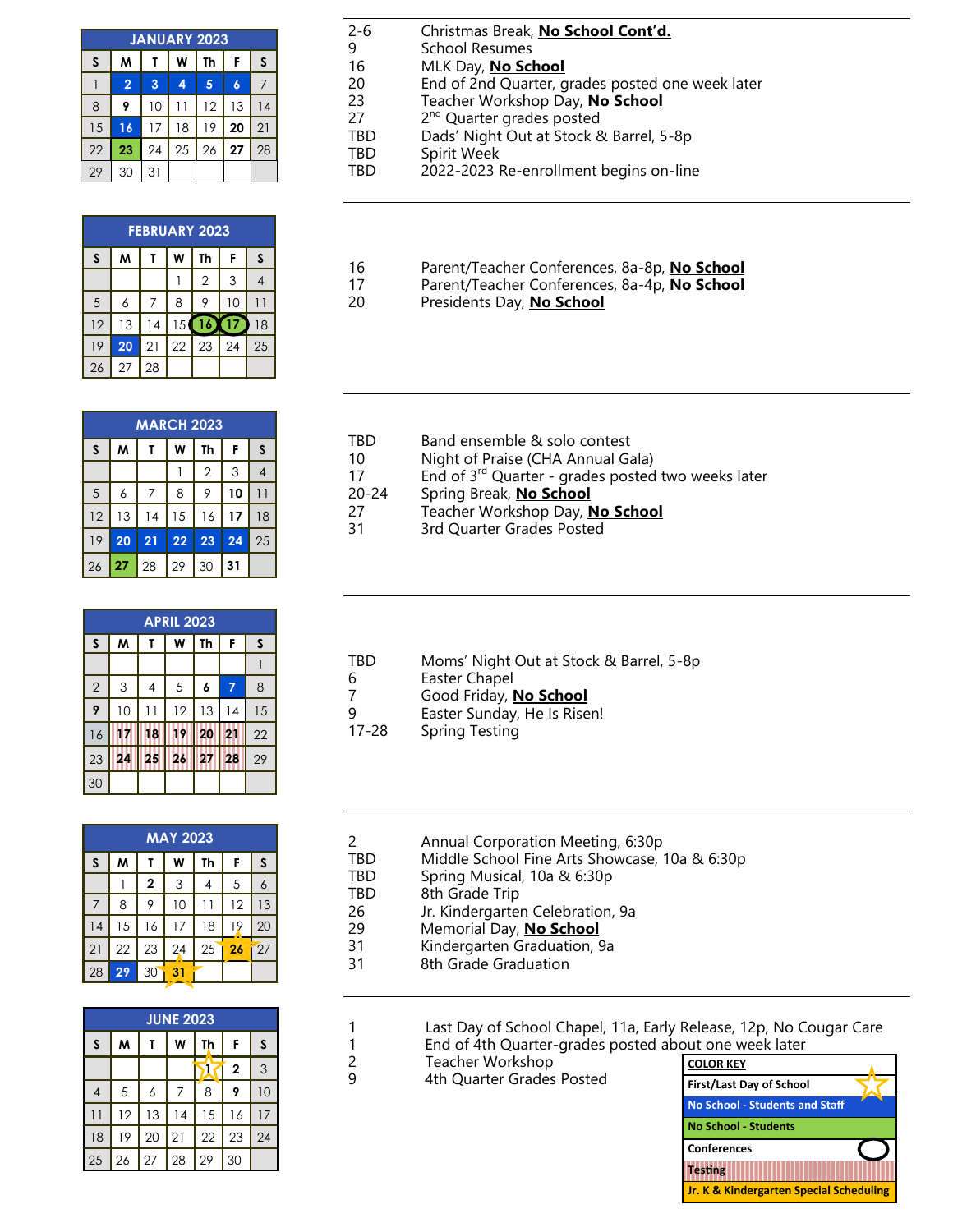## JANUARY 2023

| S | M | T | W | Th | F | S |
|---|---|---|---|---|---|---|
| 1 | 2 | 3 | 4 | 5 | 6 | 7 |
| 8 | 9 | 10 | 11 | 12 | 13 | 14 |
| 15 | 16 | 17 | 18 | 19 | 20 | 21 |
| 22 | 23 | 24 | 25 | 26 | 27 | 28 |
| 29 | 30 | 31 | | | | |

| | |
|---|---|
| 2-6 | Christmas Break, **No School Cont'd.** |
| 9 | School Resumes |
| 16 | MLK Day, **No School** |
| 20 | End of 2nd Quarter, grades posted one week later |
| 23 | Teacher Workshop Day, **No School** |
| 27 | 2nd Quarter grades posted |
| TBD | Dads' Night Out at Stock & Barrel, 5-8p |
| TBD | Spirit Week |
| TBD | 2022-2023 Re-enrollment begins on-line |

## FEBRUARY 2023

| S | M | T | W | Th | F | S |
|---|---|---|---|---|---|---|
| | | | 1 | 2 | 3 | 4 |
| 5 | 6 | 7 | 8 | 9 | 10 | 11 |
| 12 | 13 | 14 | 15 | 16 | 17 | 18 |
| 19 | 20 | 21 | 22 | 23 | 24 | 25 |
| 26 | 27 | 28 | | | | |

| | |
|---|---|
| 16 | Parent/Teacher Conferences, 8a-8p, **No School** |
| 17 | Parent/Teacher Conferences, 8a-4p, **No School** |
| 20 | Presidents Day, **No School** |

## MARCH 2023

| S | M | T | W | Th | F | S |
|---|---|---|---|---|---|---|
| | | | 1 | 2 | 3 | 4 |
| 5 | 6 | 7 | 8 | 9 | 10 | 11 |
| 12 | 13 | 14 | 15 | 16 | 17 | 18 |
| 19 | 20 | 21 | 22 | 23 | 24 | 25 |
| 26 | 27 | 28 | 29 | 30 | 31 | |

| | |
|---|---|
| TBD | Band ensemble & solo contest |
| 10 | Night of Praise (CHA Annual Gala) |
| 17 | End of 3rd Quarter - grades posted two weeks later |
| 20-24 | Spring Break, **No School** |
| 27 | Teacher Workshop Day, **No School** |
| 31 | 3rd Quarter Grades Posted |

## APRIL 2023

| S | M | T | W | Th | F | S |
|---|---|---|---|---|---|---|
| | | | | | | 1 |
| 2 | 3 | 4 | 5 | 6 | 7 | 8 |
| 9 | 10 | 11 | 12 | 13 | 14 | 15 |
| 16 | 17 | 18 | 19 | 20 | 21 | 22 |
| 23 | 24 | 25 | 26 | 27 | 28 | 29 |
| 30 | | | | | | |

| | |
|---|---|
| TBD | Moms' Night Out at Stock & Barrel, 5-8p |
| 6 | Easter Chapel |
| 7 | Good Friday, **No School** |
| 9 | Easter Sunday, He Is Risen! |
| 17-28 | Spring Testing |

## MAY 2023

| S | M | T | W | Th | F | S |
|---|---|---|---|---|---|---|
| | 1 | 2 | 3 | 4 | 5 | 6 |
| 7 | 8 | 9 | 10 | 11 | 12 | 13 |
| 14 | 15 | 16 | 17 | 18 | 19 | 20 |
| 21 | 22 | 23 | 24 | 25 | 26 | 27 |
| 28 | 29 | 30 | 31 | | | |

| | |
|---|---|
| 2 | Annual Corporation Meeting, 6:30p |
| TBD | Middle School Fine Arts Showcase, 10a & 6:30p |
| TBD | Spring Musical, 10a & 6:30p |
| TBD | 8th Grade Trip |
| 26 | Jr. Kindergarten Celebration, 9a |
| 29 | Memorial Day, **No School** |
| 31 | Kindergarten Graduation, 9a |
| 31 | 8th Grade Graduation |

## JUNE 2023

| S | M | T | W | Th | F | S |
|---|---|---|---|---|---|---|
| | | | | 1 | 2 | 3 |
| 4 | 5 | 6 | 7 | 8 | 9 | 10 |
| 11 | 12 | 13 | 14 | 15 | 16 | 17 |
| 18 | 19 | 20 | 21 | 22 | 23 | 24 |
| 25 | 26 | 27 | 28 | 29 | 30 | |

| | |
|---|---|
| 1 | Last Day of School Chapel, 11a, Early Release, 12p, No Cougar Care |
| 1 | End of 4th Quarter-grades posted about one week later |
| 2 | Teacher Workshop |
| 9 | 4th Quarter Grades Posted |

**COLOR KEY**

- First/Last Day of School
- No School - Students and Staff
- No School - Students
- Conferences
- Testing
- Jr. K & Kindergarten Special Scheduling